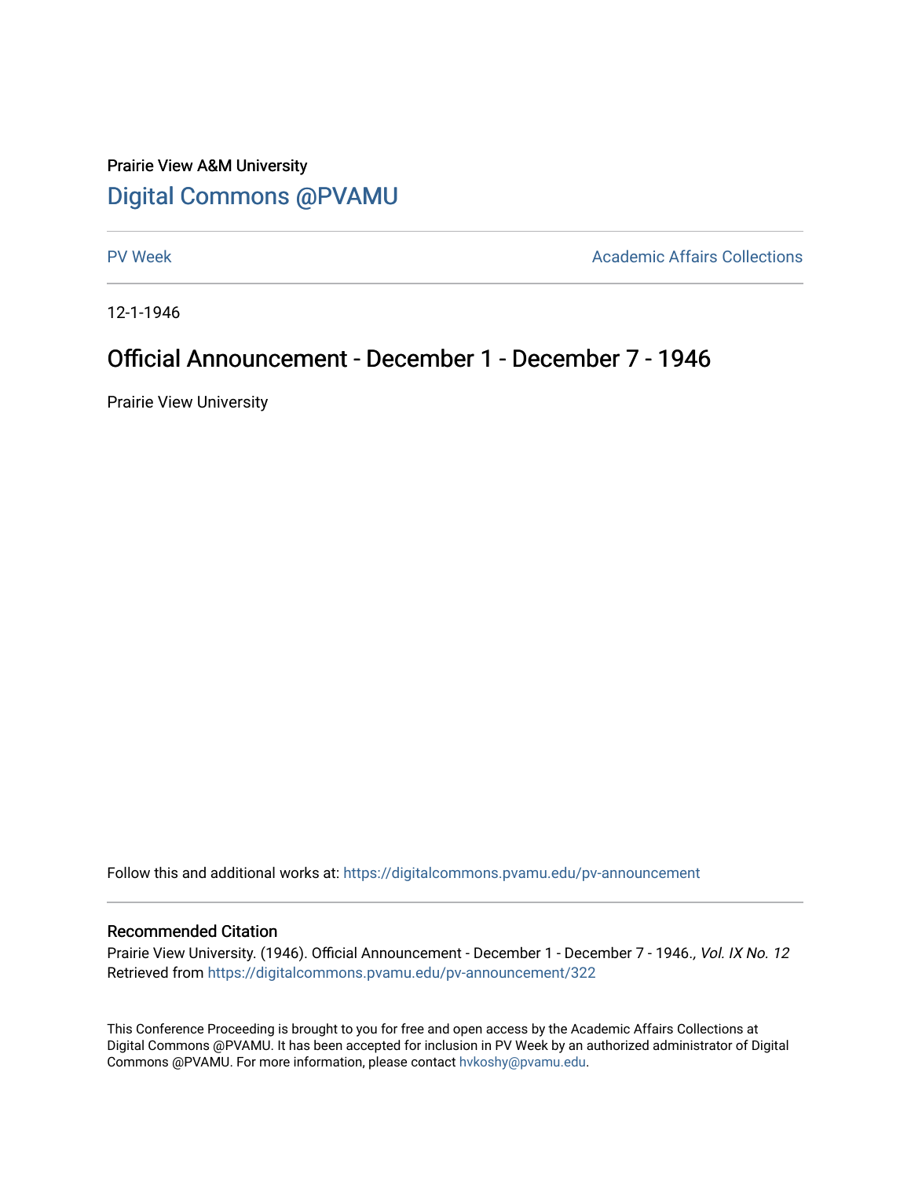Prairie View A&M University

## Digital Commons @PVAMU

PV Week

Academic Affairs Collections

12-1-1946

# Official Announcement - December 1 - December 7 - 1946

Prairie View University

Follow this and additional works at: https://digitalcommons.pvamu.edu/pv-announcement

### Recommended Citation

Prairie View University. (1946). Official Announcement - December 1 - December 7 - 1946., *Vol. IX No. 12*
Retrieved from https://digitalcommons.pvamu.edu/pv-announcement/322

This Conference Proceeding is brought to you for free and open access by the Academic Affairs Collections at Digital Commons @PVAMU. It has been accepted for inclusion in PV Week by an authorized administrator of Digital Commons @PVAMU. For more information, please contact hvkoshy@pvamu.edu.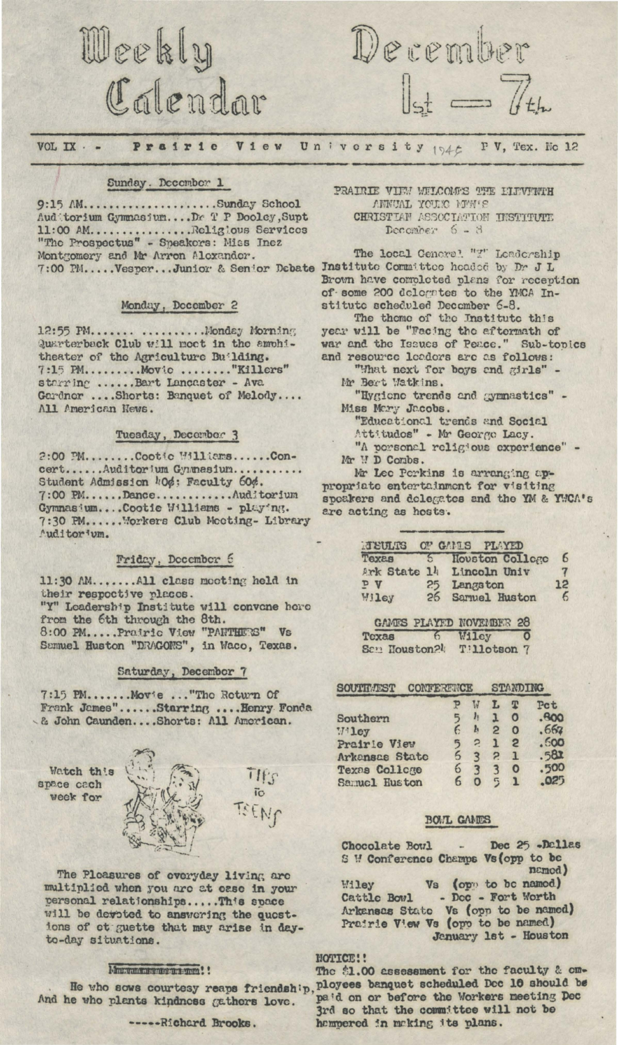# Weekly Calendar

# December 1st — 7th

VOL IX - Prairie View University 1946 P V, Tex. No 12

## Sunday, December 1

9:15 AM....................Sunday School
Auditorium Gymnasium....Dr T P Dooley,Supt
11:00 AM..............Religious Services
"The Prospectus" - Speakers: Miss Inez Montgomery and Mr Arron Alexander.
7:00 PM.....Vesper...Junior & Senior Debate

## Monday, December 2

12:55 PM...... .........Monday Morning Quarterback Club will meet in the amphitheater of the Agriculture Building.
7:15 PM........Movie ........"Killers" starring ......Bert Lancaster - Ava Gardner ....Shorts: Banquet of Melody.... All American News.

## Tuesday, December 3

2:00 PM........Cootie Williams......Concert......Auditorium Gymnasium..........
Student Admission 40¢; Faculty 60¢.
7:00 PM......Dance............Auditorium Gymnasium....Cootie Williams - playing.
7:30 PM......Workers Club Meeting- Library Auditorium.

## Friday, December 6

11:30 AM.......All class meeting held in their respective places.
"Y" Leadership Institute will convene here from the 6th through the 8th.
8:00 PM.....Prairie View "PANTHERS" Vs Samuel Huston "DRAGONS", in Waco, Texas.

## Saturday, December 7

7:15 PM.......Movie ..."The Return Of Frank James"......Starring ....Henry Fonda & John Caunden....Shorts: All American.

Watch this space each week for TIPS TO TEENS

The Pleasures of everyday living are multiplied when you are at ease in your personal relationships.....This space will be devoted to answering the questions of etiquette that may arise in day-to-day situations.

**Mmmmmmmmmm!!**

He who sows courtesy reaps friendship,
And he who plants kindness gathers love.

-----Richard Brooks.

PRAIRIE VIEW WELCOMES THE ELEVENTH ANNUAL YOUNG MEN'S CHRISTIAN ASSOCIATION INSTITUTE December 6 - 8

The local General "Y" Leadership Institute Committee headed by Dr J L Brown have completed plans for reception of some 200 delegates to the YMCA Institute scheduled December 6-8.

The theme of the Institute this year will be "Facing the aftermath of war and the Issues of Peace." Sub-topics and resource leaders are as follows:

"What next for boys and girls" - Mr Bert Watkins.

"Hygiene trends and gymnastics" - Miss Mary Jacobs.

"Educational trends and Social Attitudes" - Mr George Lacy.

"A personal religious experience" - Mr W D Combs.

Mr Lee Perkins is arranging appropriate entertainment for visiting speakers and delegates and the YM & YWCA's are acting as hosts.

## RESULTS OF GAMES PLAYED

| | | | |
|---|---|---|---|
| Texas | 5 | Houston College | 6 |
| Ark State | 14 | Lincoln Univ | 7 |
| P V | 25 | Langston | 12 |
| Wiley | 26 | Samuel Huston | 6 |

## GAMES PLAYED NOVEMBER 28

| | | | |
|---|---|---|---|
| Texas | 6 | Wiley | 0 |
| Sam Houston | 24 | Tillotson | 7 |

## SOUTHWEST CONFERENCE STANDING

| | P | W | L | T | Pct |
|---|---|---|---|---|---|
| Southern | 5 | 4 | 1 | 0 | .800 |
| Wiley | 6 | 4 | 2 | 0 | .667 |
| Prairie View | 5 | 2 | 1 | 2 | .600 |
| Arkansas State | 6 | 3 | 2 | 1 | .583 |
| Texas College | 6 | 3 | 3 | 0 | .500 |
| Samuel Huston | 6 | 0 | 5 | 1 | .025 |

## BOWL GAMES

Chocolate Bowl - Dec 25 -Dallas
S W Conference Champs Vs (opp to be named)
Wiley Vs (opp to be named)
Cattle Bowl - Dec - Fort Worth
Arkansas State Vs (opp to be named)
Prairie View Vs (opp to be named)
January 1st - Houston

**NOTICE!!**

The $1.00 assessment for the faculty & employees banquet scheduled Dec 10 should be paid on or before the Workers meeting Dec 3rd so that the committee will not be hampered in making its plans.